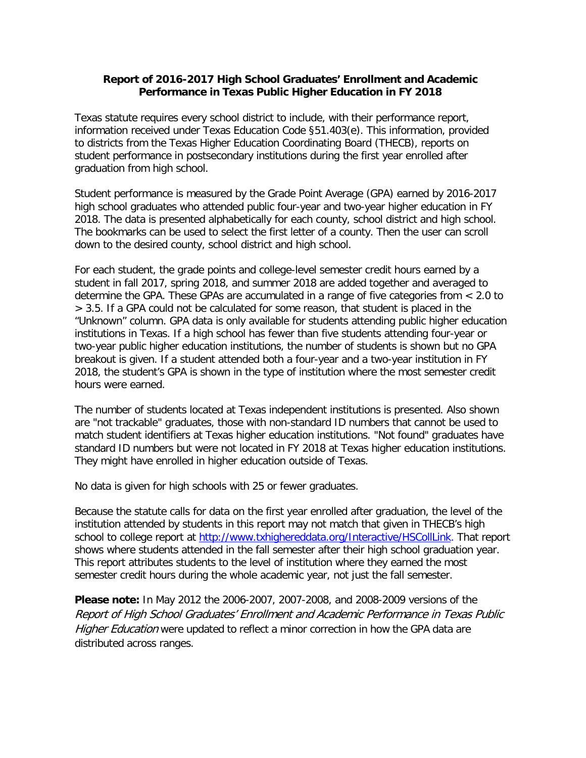# Report of 2016-2017 High School Graduates' Enrollment and Academic Performance in Texas Public Higher Education in FY 2018

Texas statute requires every school district to include, with their performance report, information received under Texas Education Code §51.403(e). This information, provided to districts from the Texas Higher Education Coordinating Board (THECB), reports on student performance in postsecondary institutions during the first year enrolled after graduation from high school.

Student performance is measured by the Grade Point Average (GPA) earned by 2016-2017 high school graduates who attended public four-year and two-year higher education in FY 2018. The data is presented alphabetically for each county, school district and high school. The bookmarks can be used to select the first letter of a county. Then the user can scroll down to the desired county, school district and high school.

For each student, the grade points and college-level semester credit hours earned by a student in fall 2017, spring 2018, and summer 2018 are added together and averaged to determine the GPA. These GPAs are accumulated in a range of five categories from < 2.0 to > 3.5. If a GPA could not be calculated for some reason, that student is placed in the "Unknown" column. GPA data is only available for students attending public higher education institutions in Texas. If a high school has fewer than five students attending four-year or two-year public higher education institutions, the number of students is shown but no GPA breakout is given. If a student attended both a four-year and a two-year institution in FY 2018, the student's GPA is shown in the type of institution where the most semester credit hours were earned.

The number of students located at Texas independent institutions is presented. Also shown are "not trackable" graduates, those with non-standard ID numbers that cannot be used to match student identifiers at Texas higher education institutions. "Not found" graduates have standard ID numbers but were not located in FY 2018 at Texas higher education institutions. They might have enrolled in higher education outside of Texas.

No data is given for high schools with 25 or fewer graduates.

Because the statute calls for data on the first year enrolled after graduation, the level of the institution attended by students in this report may not match that given in THECB's high school to college report at http://www.txhighereddata.org/Interactive/HSCollLink. That report shows where students attended in the fall semester after their high school graduation year. This report attributes students to the level of institution where they earned the most semester credit hours during the whole academic year, not just the fall semester.

**Please note:** In May 2012 the 2006-2007, 2007-2008, and 2008-2009 versions of the *Report of High School Graduates' Enrollment and Academic Performance in Texas Public Higher Education* were updated to reflect a minor correction in how the GPA data are distributed across ranges.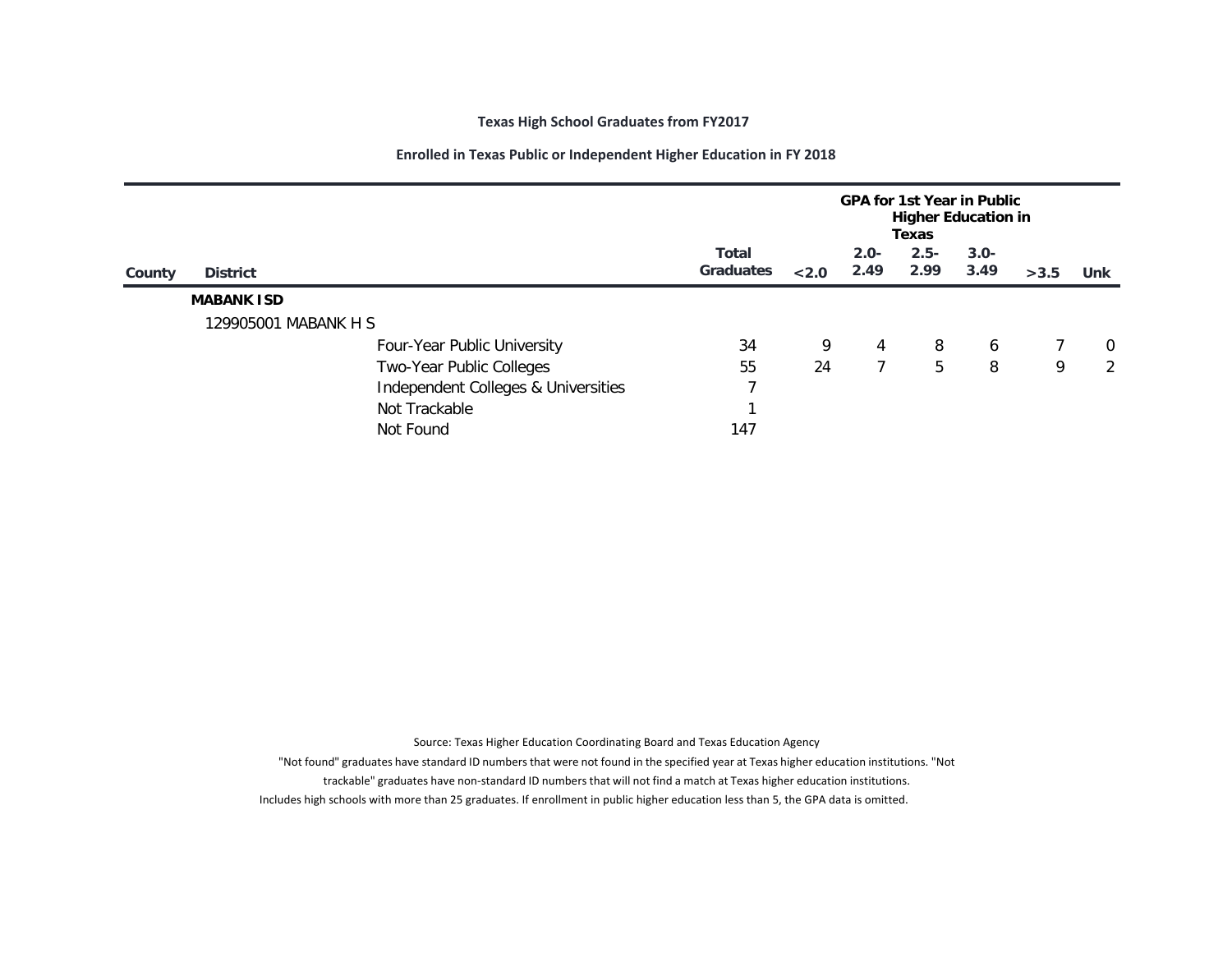**Texas High School Graduates from FY2017**

**Enrolled in Texas Public or Independent Higher Education in FY 2018**

| County | District | | Total Graduates | GPA for 1st Year in Public Higher Education in Texas | | | | | |
|---|---|---|---|---|---|---|---|---|---|
| | | | | <2.0 | 2.0-2.49 | 2.5-2.99 | 3.0-3.49 | >3.5 | Unk |
| | **MABANK ISD** | | | | | | | | |
| | 129905001 MABANK H S | | | | | | | | |
| | | Four-Year Public University | 34 | 9 | 4 | 8 | 6 | 7 | 0 |
| | | Two-Year Public Colleges | 55 | 24 | 7 | 5 | 8 | 9 | 2 |
| | | Independent Colleges & Universities | 7 | | | | | | |
| | | Not Trackable | 1 | | | | | | |
| | | Not Found | 147 | | | | | | |

Source: Texas Higher Education Coordinating Board and Texas Education Agency

"Not found" graduates have standard ID numbers that were not found in the specified year at Texas higher education institutions. "Not trackable" graduates have non-standard ID numbers that will not find a match at Texas higher education institutions.

Includes high schools with more than 25 graduates. If enrollment in public higher education less than 5, the GPA data is omitted.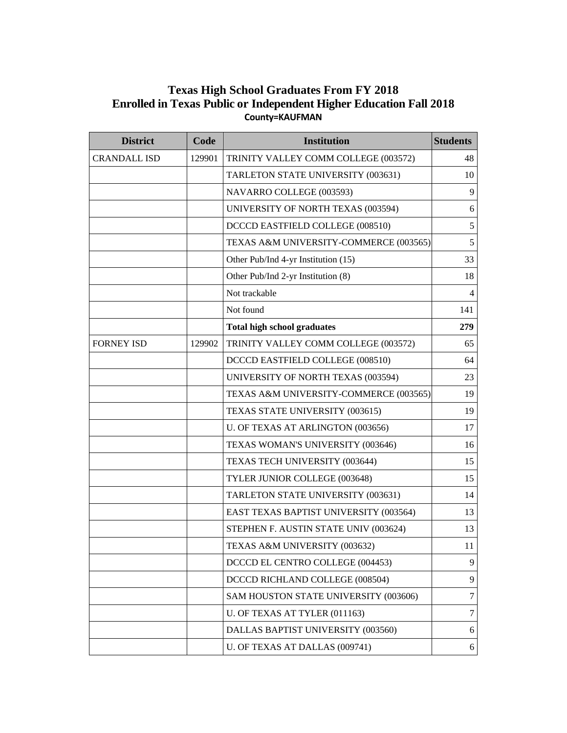# Texas High School Graduates From FY 2018
# Enrolled in Texas Public or Independent Higher Education Fall 2018

**County=KAUFMAN**

| District | Code | Institution | Students |
|---|---|---|---|
| CRANDALL ISD | 129901 | TRINITY VALLEY COMM COLLEGE (003572) | 48 |
| | | TARLETON STATE UNIVERSITY (003631) | 10 |
| | | NAVARRO COLLEGE (003593) | 9 |
| | | UNIVERSITY OF NORTH TEXAS (003594) | 6 |
| | | DCCCD EASTFIELD COLLEGE (008510) | 5 |
| | | TEXAS A&M UNIVERSITY-COMMERCE (003565) | 5 |
| | | Other Pub/Ind 4-yr Institution (15) | 33 |
| | | Other Pub/Ind 2-yr Institution (8) | 18 |
| | | Not trackable | 4 |
| | | Not found | 141 |
| | | **Total high school graduates** | **279** |
| FORNEY ISD | 129902 | TRINITY VALLEY COMM COLLEGE (003572) | 65 |
| | | DCCCD EASTFIELD COLLEGE (008510) | 64 |
| | | UNIVERSITY OF NORTH TEXAS (003594) | 23 |
| | | TEXAS A&M UNIVERSITY-COMMERCE (003565) | 19 |
| | | TEXAS STATE UNIVERSITY (003615) | 19 |
| | | U. OF TEXAS AT ARLINGTON (003656) | 17 |
| | | TEXAS WOMAN'S UNIVERSITY (003646) | 16 |
| | | TEXAS TECH UNIVERSITY (003644) | 15 |
| | | TYLER JUNIOR COLLEGE (003648) | 15 |
| | | TARLETON STATE UNIVERSITY (003631) | 14 |
| | | EAST TEXAS BAPTIST UNIVERSITY (003564) | 13 |
| | | STEPHEN F. AUSTIN STATE UNIV (003624) | 13 |
| | | TEXAS A&M UNIVERSITY (003632) | 11 |
| | | DCCCD EL CENTRO COLLEGE (004453) | 9 |
| | | DCCCD RICHLAND COLLEGE (008504) | 9 |
| | | SAM HOUSTON STATE UNIVERSITY (003606) | 7 |
| | | U. OF TEXAS AT TYLER (011163) | 7 |
| | | DALLAS BAPTIST UNIVERSITY (003560) | 6 |
| | | U. OF TEXAS AT DALLAS (009741) | 6 |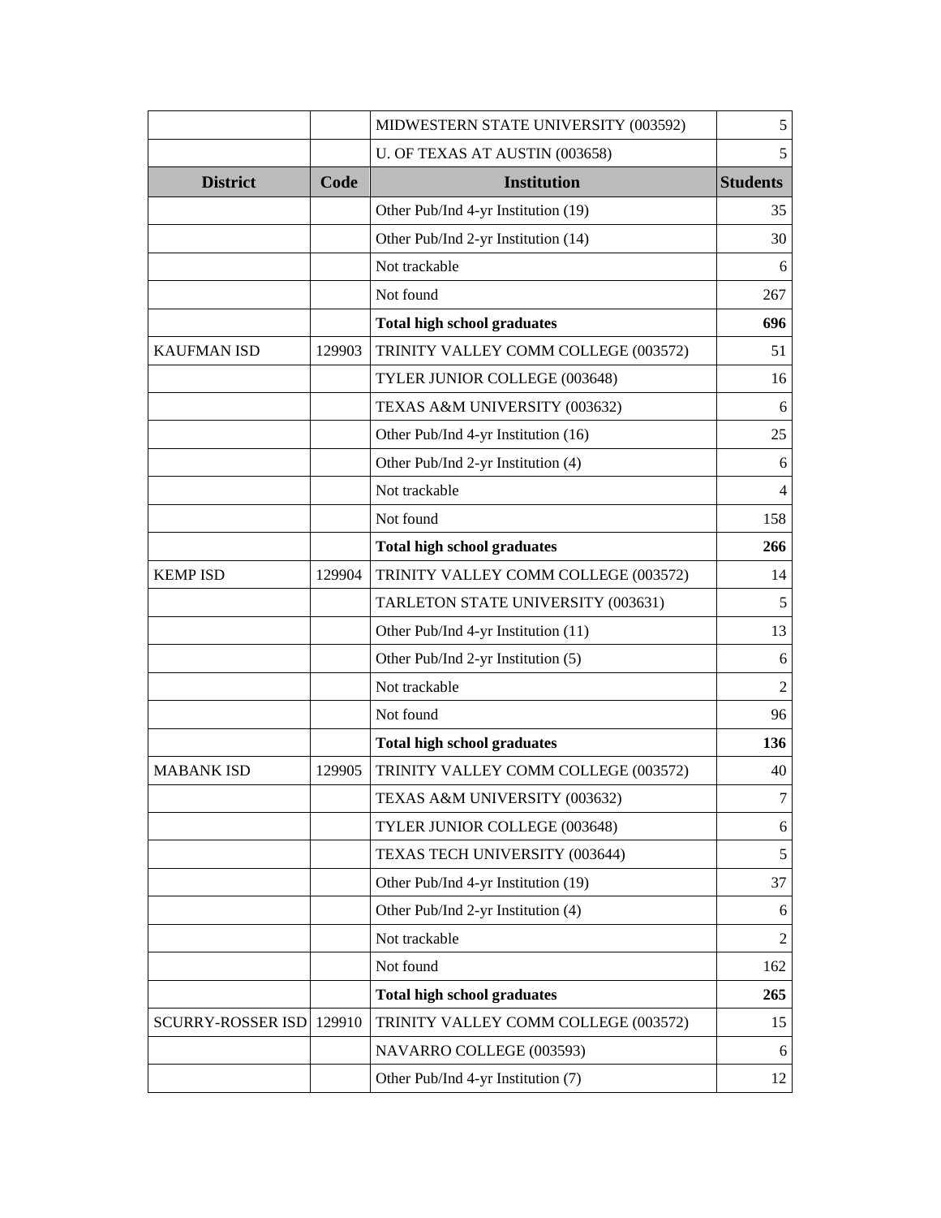| District | Code | Institution | Students |
| --- | --- | --- | --- |
| | | MIDWESTERN STATE UNIVERSITY (003592) | 5 |
| | | U. OF TEXAS AT AUSTIN (003658) | 5 |
| | | Other Pub/Ind 4-yr Institution (19) | 35 |
| | | Other Pub/Ind 2-yr Institution (14) | 30 |
| | | Not trackable | 6 |
| | | Not found | 267 |
| | | **Total high school graduates** | **696** |
| KAUFMAN ISD | 129903 | TRINITY VALLEY COMM COLLEGE (003572) | 51 |
| | | TYLER JUNIOR COLLEGE (003648) | 16 |
| | | TEXAS A&M UNIVERSITY (003632) | 6 |
| | | Other Pub/Ind 4-yr Institution (16) | 25 |
| | | Other Pub/Ind 2-yr Institution (4) | 6 |
| | | Not trackable | 4 |
| | | Not found | 158 |
| | | **Total high school graduates** | **266** |
| KEMP ISD | 129904 | TRINITY VALLEY COMM COLLEGE (003572) | 14 |
| | | TARLETON STATE UNIVERSITY (003631) | 5 |
| | | Other Pub/Ind 4-yr Institution (11) | 13 |
| | | Other Pub/Ind 2-yr Institution (5) | 6 |
| | | Not trackable | 2 |
| | | Not found | 96 |
| | | **Total high school graduates** | **136** |
| MABANK ISD | 129905 | TRINITY VALLEY COMM COLLEGE (003572) | 40 |
| | | TEXAS A&M UNIVERSITY (003632) | 7 |
| | | TYLER JUNIOR COLLEGE (003648) | 6 |
| | | TEXAS TECH UNIVERSITY (003644) | 5 |
| | | Other Pub/Ind 4-yr Institution (19) | 37 |
| | | Other Pub/Ind 2-yr Institution (4) | 6 |
| | | Not trackable | 2 |
| | | Not found | 162 |
| | | **Total high school graduates** | **265** |
| SCURRY-ROSSER ISD | 129910 | TRINITY VALLEY COMM COLLEGE (003572) | 15 |
| | | NAVARRO COLLEGE (003593) | 6 |
| | | Other Pub/Ind 4-yr Institution (7) | 12 |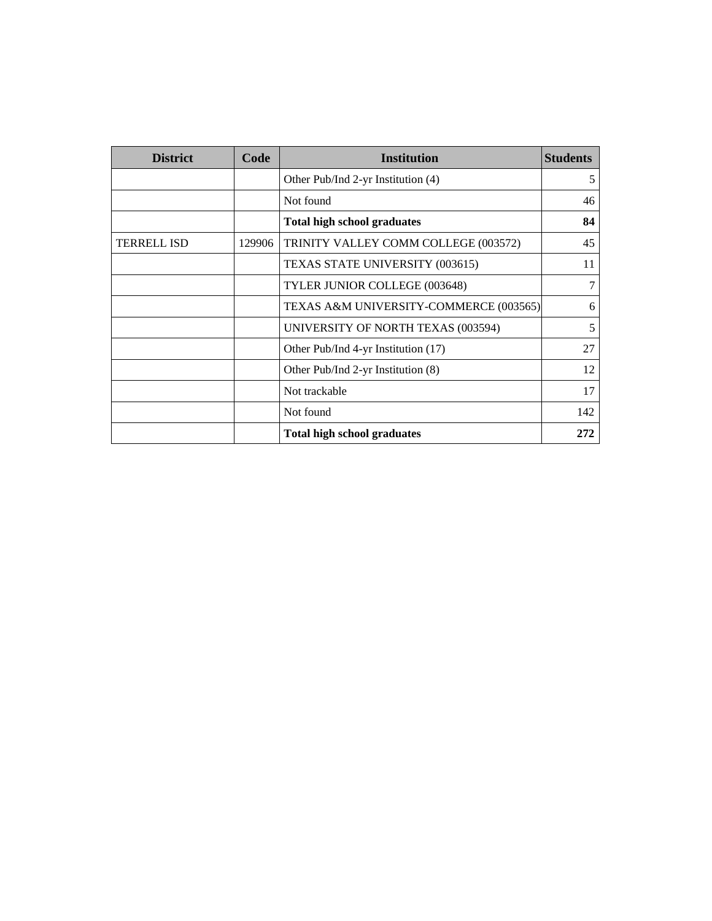| District | Code | Institution | Students |
|---|---|---|---|
| | | Other Pub/Ind 2-yr Institution (4) | 5 |
| | | Not found | 46 |
| | | **Total high school graduates** | **84** |
| TERRELL ISD | 129906 | TRINITY VALLEY COMM COLLEGE (003572) | 45 |
| | | TEXAS STATE UNIVERSITY (003615) | 11 |
| | | TYLER JUNIOR COLLEGE (003648) | 7 |
| | | TEXAS A&M UNIVERSITY-COMMERCE (003565) | 6 |
| | | UNIVERSITY OF NORTH TEXAS (003594) | 5 |
| | | Other Pub/Ind 4-yr Institution (17) | 27 |
| | | Other Pub/Ind 2-yr Institution (8) | 12 |
| | | Not trackable | 17 |
| | | Not found | 142 |
| | | **Total high school graduates** | **272** |